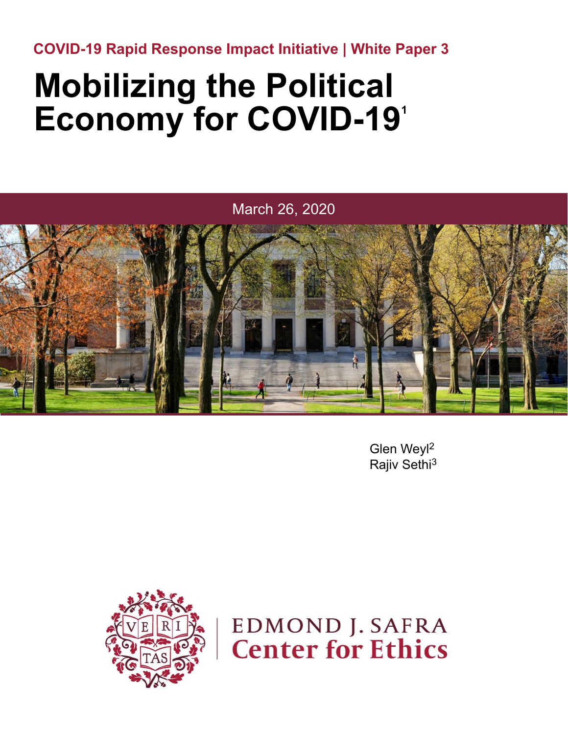COVID-19 Rapid Response Impact Initiative | White Paper 3

# Mobilizing the Political Economy for COVID-19[1]

March 26, 2020

Glen Weyl[2]
Rajiv Sethi[3]

EDMOND J. SAFRA
Center for Ethics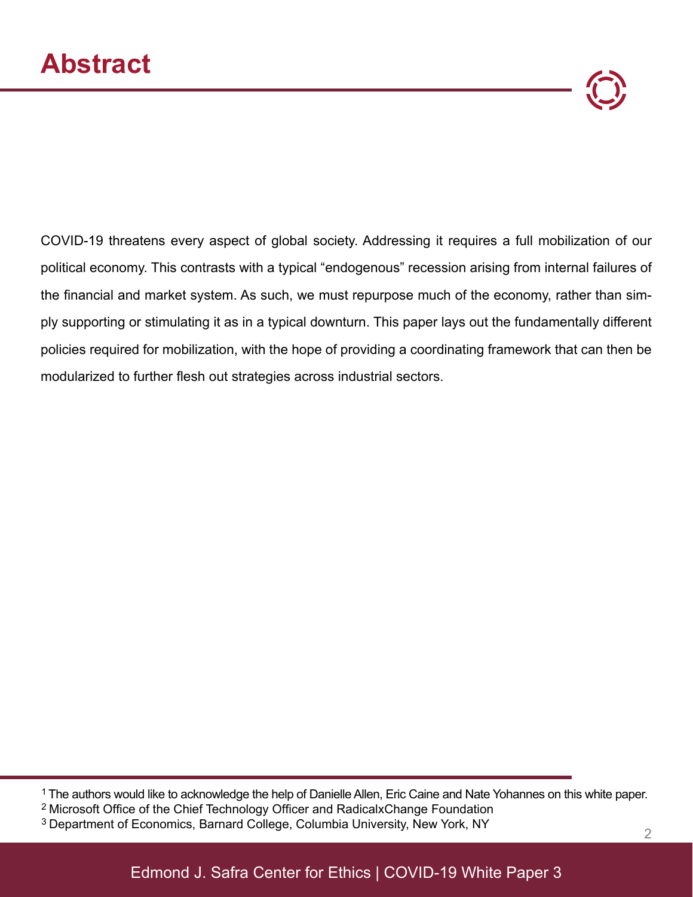# Abstract

COVID-19 threatens every aspect of global society. Addressing it requires a full mobilization of our political economy. This contrasts with a typical "endogenous" recession arising from internal failures of the financial and market system. As such, we must repurpose much of the economy, rather than simply supporting or stimulating it as in a typical downturn. This paper lays out the fundamentally different policies required for mobilization, with the hope of providing a coordinating framework that can then be modularized to further flesh out strategies across industrial sectors.

---

[1] The authors would like to acknowledge the help of Danielle Allen, Eric Caine and Nate Yohannes on this white paper.

[2] Microsoft Office of the Chief Technology Officer and RadicalxChange Foundation

[3] Department of Economics, Barnard College, Columbia University, New York, NY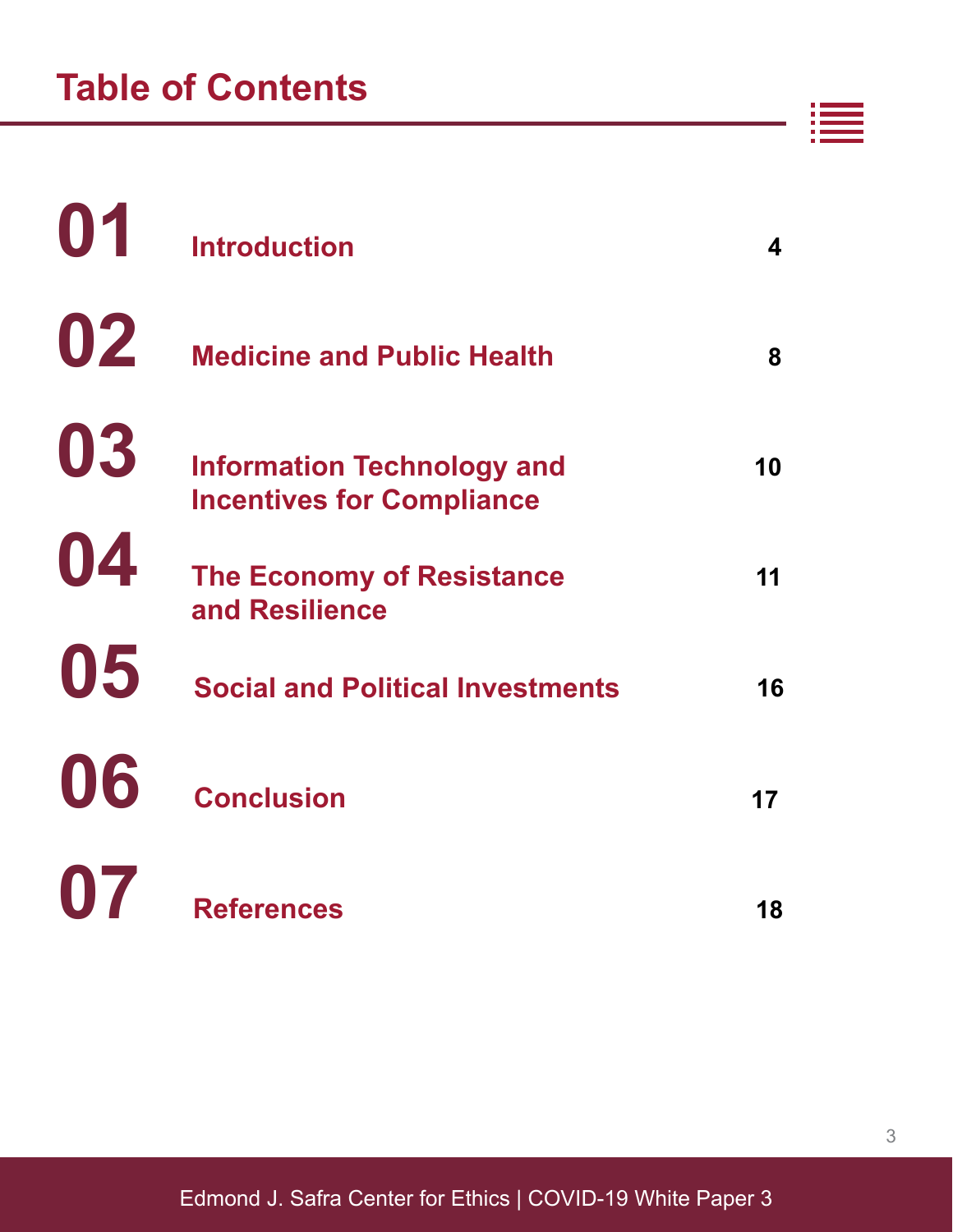# Table of Contents

| | | |
|---|---|---|
| 01 | Introduction | 4 |
| 02 | Medicine and Public Health | 8 |
| 03 | Information Technology and Incentives for Compliance | 10 |
| 04 | The Economy of Resistance and Resilience | 11 |
| 05 | Social and Political Investments | 16 |
| 06 | Conclusion | 17 |
| 07 | References | 18 |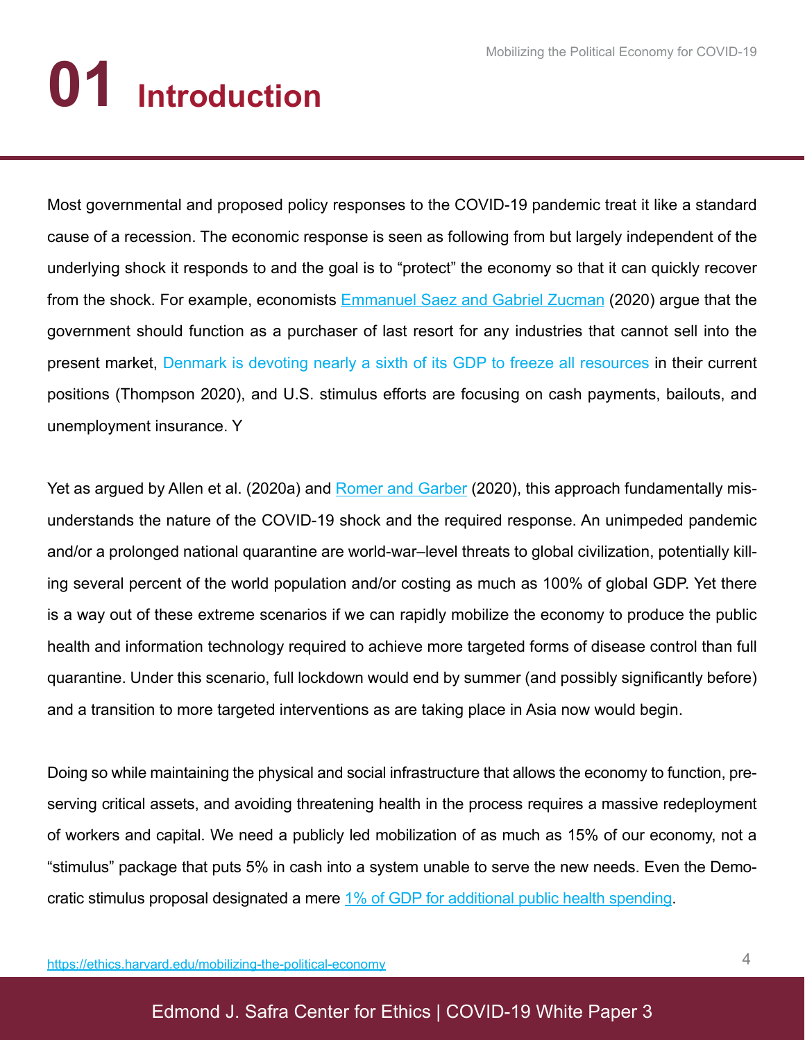# 01 Introduction

Most governmental and proposed policy responses to the COVID-19 pandemic treat it like a standard cause of a recession. The economic response is seen as following from but largely independent of the underlying shock it responds to and the goal is to "protect" the economy so that it can quickly recover from the shock. For example, economists Emmanuel Saez and Gabriel Zucman (2020) argue that the government should function as a purchaser of last resort for any industries that cannot sell into the present market, Denmark is devoting nearly a sixth of its GDP to freeze all resources in their current positions (Thompson 2020), and U.S. stimulus efforts are focusing on cash payments, bailouts, and unemployment insurance. Y

Yet as argued by Allen et al. (2020a) and Romer and Garber (2020), this approach fundamentally misunderstands the nature of the COVID-19 shock and the required response. An unimpeded pandemic and/or a prolonged national quarantine are world-war–level threats to global civilization, potentially killing several percent of the world population and/or costing as much as 100% of global GDP. Yet there is a way out of these extreme scenarios if we can rapidly mobilize the economy to produce the public health and information technology required to achieve more targeted forms of disease control than full quarantine. Under this scenario, full lockdown would end by summer (and possibly significantly before) and a transition to more targeted interventions as are taking place in Asia now would begin.

Doing so while maintaining the physical and social infrastructure that allows the economy to function, preserving critical assets, and avoiding threatening health in the process requires a massive redeployment of workers and capital. We need a publicly led mobilization of as much as 15% of our economy, not a "stimulus" package that puts 5% in cash into a system unable to serve the new needs. Even the Democratic stimulus proposal designated a mere 1% of GDP for additional public health spending.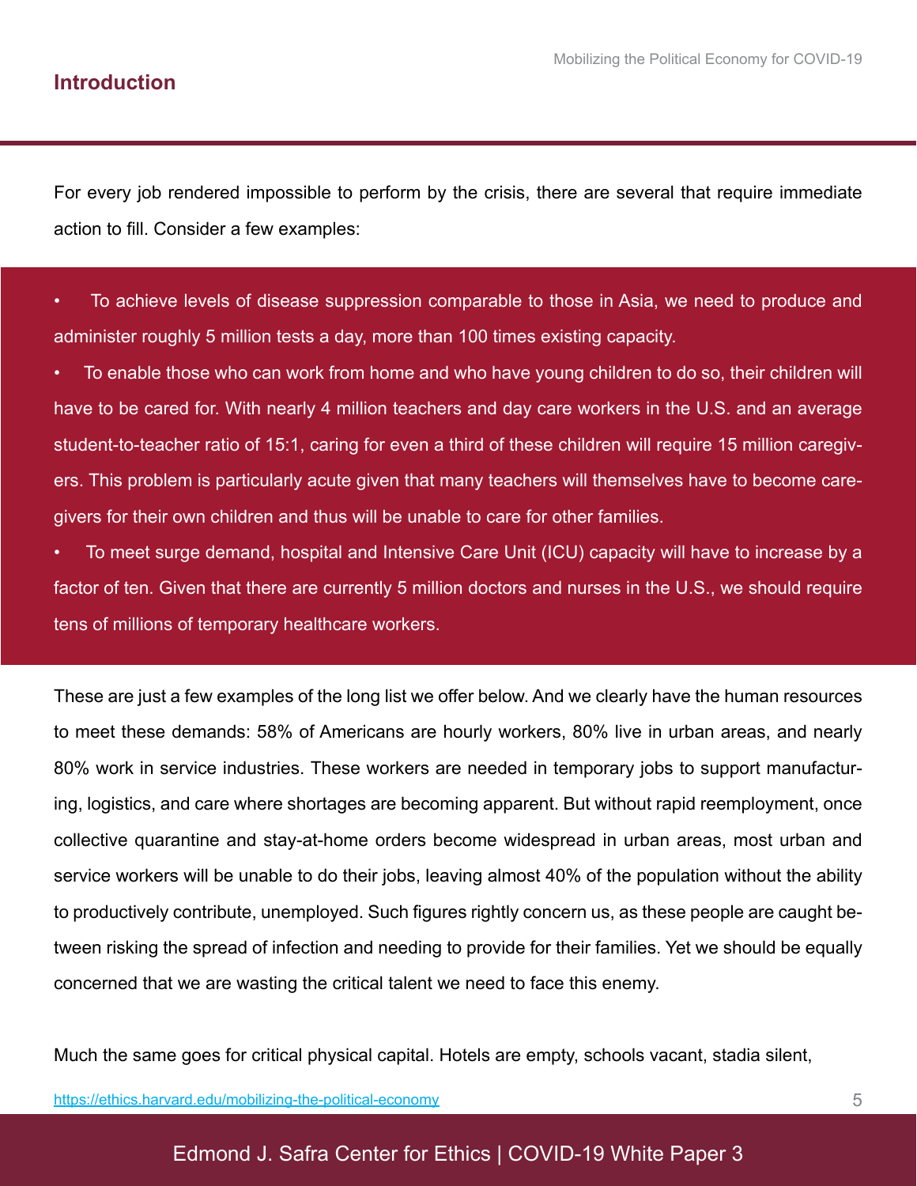## Introduction

For every job rendered impossible to perform by the crisis, there are several that require immediate action to fill. Consider a few examples:

- To achieve levels of disease suppression comparable to those in Asia, we need to produce and administer roughly 5 million tests a day, more than 100 times existing capacity.
- To enable those who can work from home and who have young children to do so, their children will have to be cared for. With nearly 4 million teachers and day care workers in the U.S. and an average student-to-teacher ratio of 15:1, caring for even a third of these children will require 15 million caregivers. This problem is particularly acute given that many teachers will themselves have to become caregivers for their own children and thus will be unable to care for other families.
- To meet surge demand, hospital and Intensive Care Unit (ICU) capacity will have to increase by a factor of ten. Given that there are currently 5 million doctors and nurses in the U.S., we should require tens of millions of temporary healthcare workers.

These are just a few examples of the long list we offer below. And we clearly have the human resources to meet these demands: 58% of Americans are hourly workers, 80% live in urban areas, and nearly 80% work in service industries. These workers are needed in temporary jobs to support manufacturing, logistics, and care where shortages are becoming apparent. But without rapid reemployment, once collective quarantine and stay-at-home orders become widespread in urban areas, most urban and service workers will be unable to do their jobs, leaving almost 40% of the population without the ability to productively contribute, unemployed. Such figures rightly concern us, as these people are caught between risking the spread of infection and needing to provide for their families. Yet we should be equally concerned that we are wasting the critical talent we need to face this enemy.

Much the same goes for critical physical capital. Hotels are empty, schools vacant, stadia silent,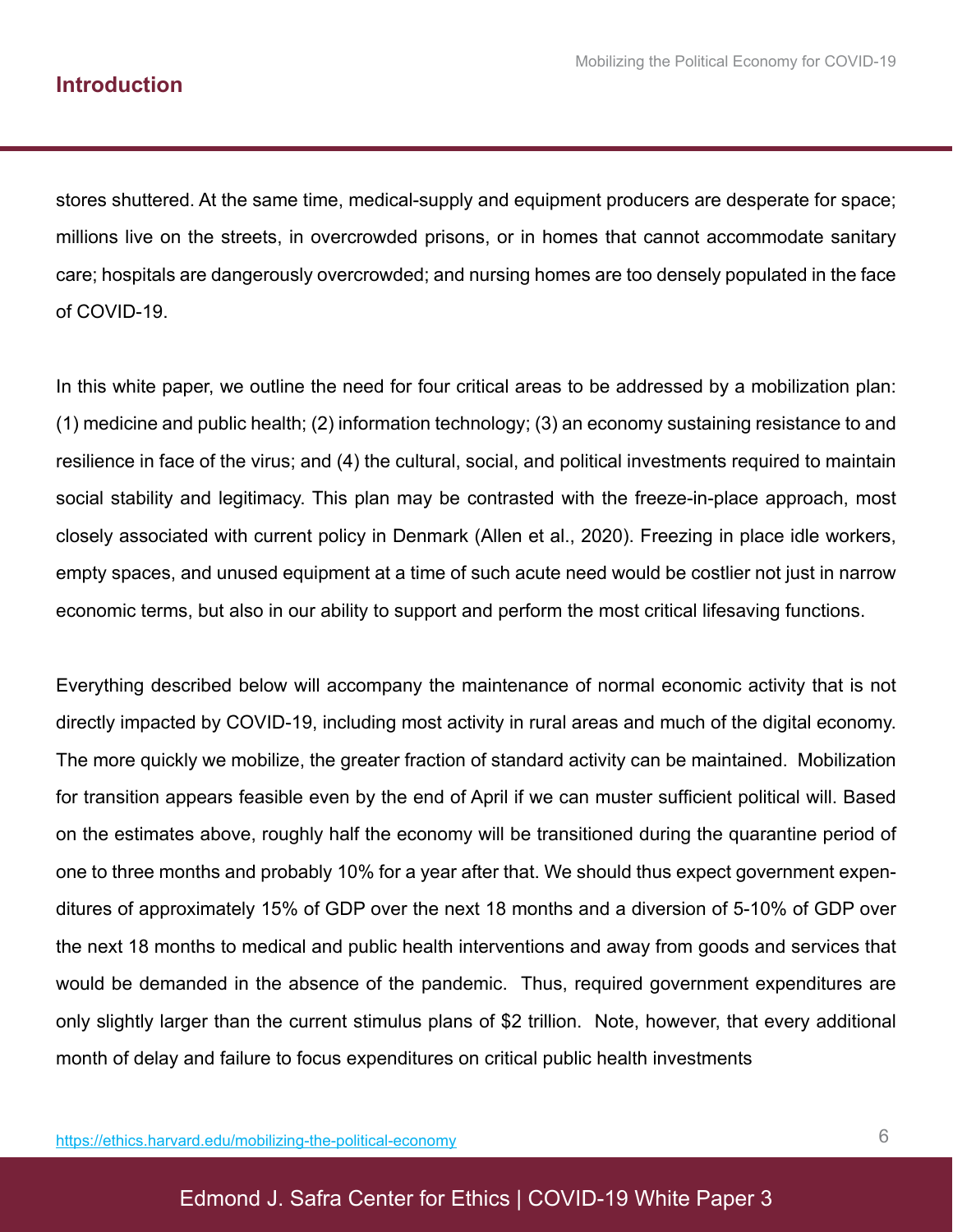stores shuttered. At the same time, medical-supply and equipment producers are desperate for space; millions live on the streets, in overcrowded prisons, or in homes that cannot accommodate sanitary care; hospitals are dangerously overcrowded; and nursing homes are too densely populated in the face of COVID-19.

In this white paper, we outline the need for four critical areas to be addressed by a mobilization plan: (1) medicine and public health; (2) information technology; (3) an economy sustaining resistance to and resilience in face of the virus; and (4) the cultural, social, and political investments required to maintain social stability and legitimacy. This plan may be contrasted with the freeze-in-place approach, most closely associated with current policy in Denmark (Allen et al., 2020). Freezing in place idle workers, empty spaces, and unused equipment at a time of such acute need would be costlier not just in narrow economic terms, but also in our ability to support and perform the most critical lifesaving functions.

Everything described below will accompany the maintenance of normal economic activity that is not directly impacted by COVID-19, including most activity in rural areas and much of the digital economy. The more quickly we mobilize, the greater fraction of standard activity can be maintained. Mobilization for transition appears feasible even by the end of April if we can muster sufficient political will. Based on the estimates above, roughly half the economy will be transitioned during the quarantine period of one to three months and probably 10% for a year after that. We should thus expect government expenditures of approximately 15% of GDP over the next 18 months and a diversion of 5-10% of GDP over the next 18 months to medical and public health interventions and away from goods and services that would be demanded in the absence of the pandemic. Thus, required government expenditures are only slightly larger than the current stimulus plans of $2 trillion. Note, however, that every additional month of delay and failure to focus expenditures on critical public health investments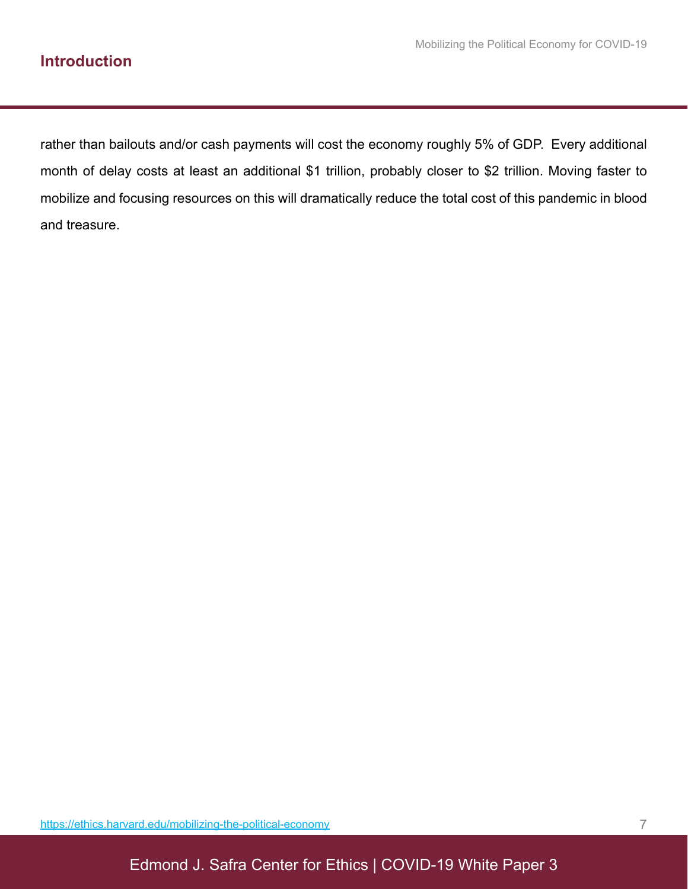rather than bailouts and/or cash payments will cost the economy roughly 5% of GDP.  Every additional month of delay costs at least an additional $1 trillion, probably closer to $2 trillion. Moving faster to mobilize and focusing resources on this will dramatically reduce the total cost of this pandemic in blood and treasure.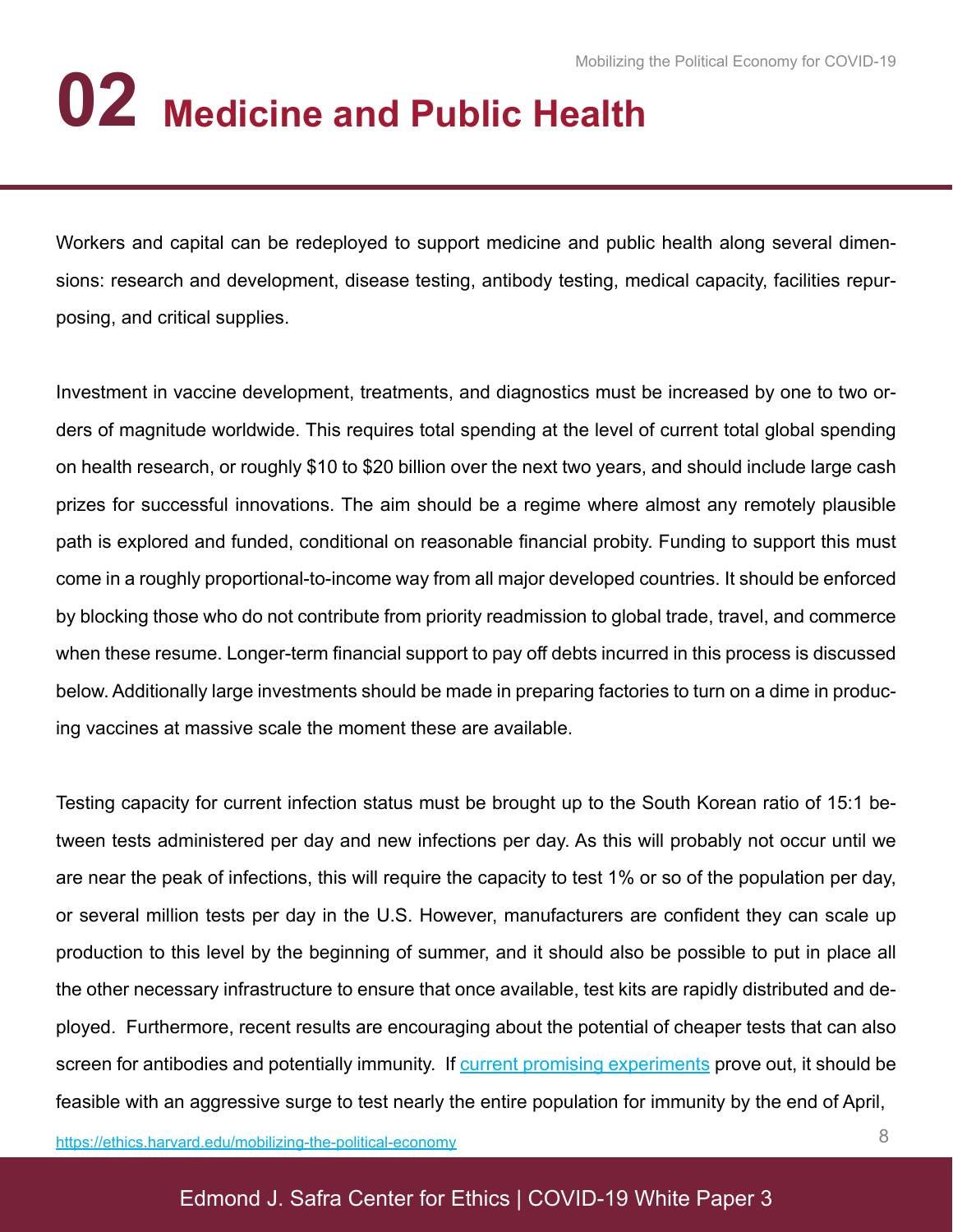# 02 Medicine and Public Health

Workers and capital can be redeployed to support medicine and public health along several dimensions: research and development, disease testing, antibody testing, medical capacity, facilities repurposing, and critical supplies.

Investment in vaccine development, treatments, and diagnostics must be increased by one to two orders of magnitude worldwide. This requires total spending at the level of current total global spending on health research, or roughly $10 to $20 billion over the next two years, and should include large cash prizes for successful innovations. The aim should be a regime where almost any remotely plausible path is explored and funded, conditional on reasonable financial probity. Funding to support this must come in a roughly proportional-to-income way from all major developed countries. It should be enforced by blocking those who do not contribute from priority readmission to global trade, travel, and commerce when these resume. Longer-term financial support to pay off debts incurred in this process is discussed below. Additionally large investments should be made in preparing factories to turn on a dime in producing vaccines at massive scale the moment these are available.

Testing capacity for current infection status must be brought up to the South Korean ratio of 15:1 between tests administered per day and new infections per day. As this will probably not occur until we are near the peak of infections, this will require the capacity to test 1% or so of the population per day, or several million tests per day in the U.S. However, manufacturers are confident they can scale up production to this level by the beginning of summer, and it should also be possible to put in place all the other necessary infrastructure to ensure that once available, test kits are rapidly distributed and deployed. Furthermore, recent results are encouraging about the potential of cheaper tests that can also screen for antibodies and potentially immunity. If [current promising experiments]() prove out, it should be feasible with an aggressive surge to test nearly the entire population for immunity by the end of April,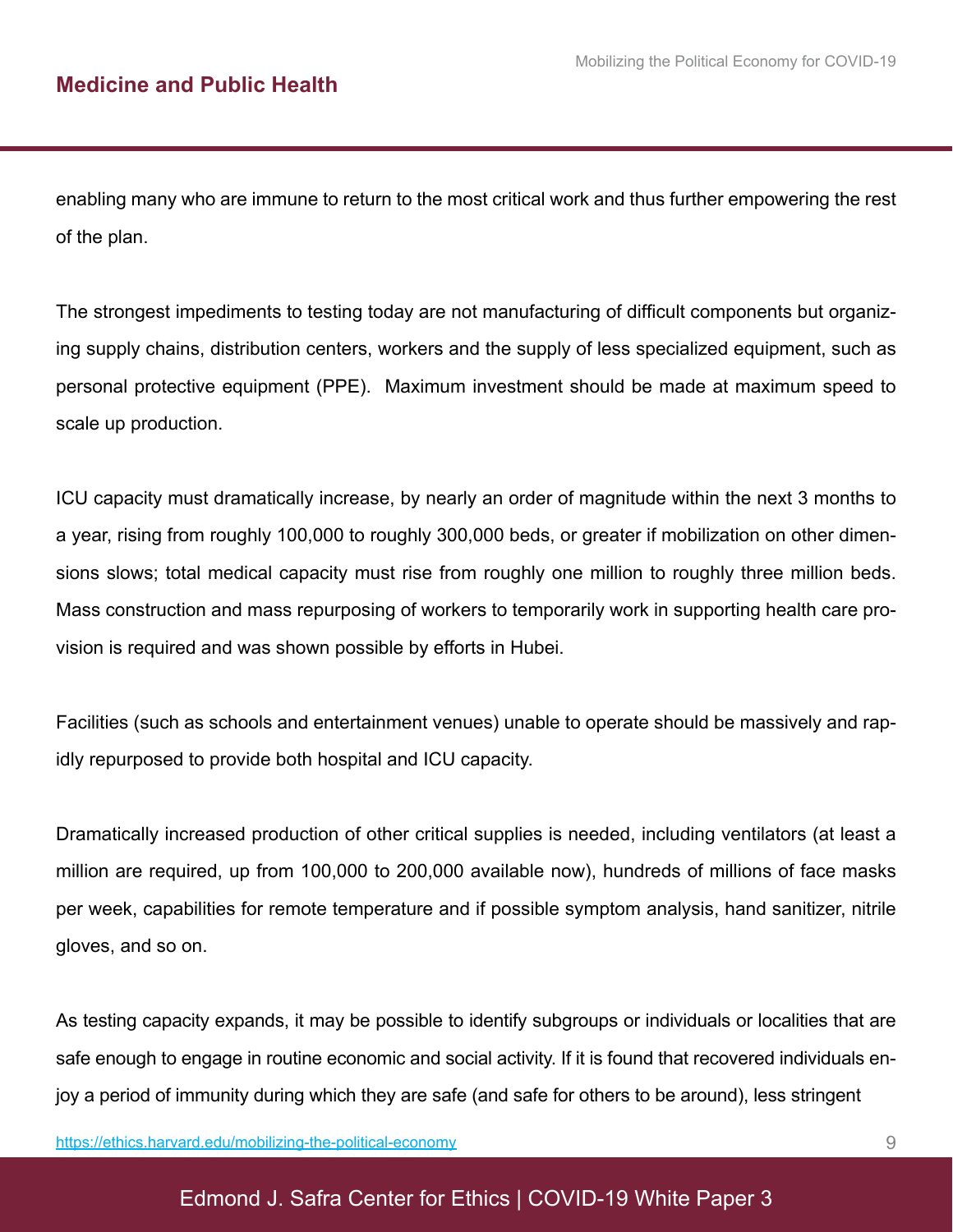enabling many who are immune to return to the most critical work and thus further empowering the rest of the plan.

The strongest impediments to testing today are not manufacturing of difficult components but organizing supply chains, distribution centers, workers and the supply of less specialized equipment, such as personal protective equipment (PPE). Maximum investment should be made at maximum speed to scale up production.

ICU capacity must dramatically increase, by nearly an order of magnitude within the next 3 months to a year, rising from roughly 100,000 to roughly 300,000 beds, or greater if mobilization on other dimensions slows; total medical capacity must rise from roughly one million to roughly three million beds. Mass construction and mass repurposing of workers to temporarily work in supporting health care provision is required and was shown possible by efforts in Hubei.

Facilities (such as schools and entertainment venues) unable to operate should be massively and rapidly repurposed to provide both hospital and ICU capacity.

Dramatically increased production of other critical supplies is needed, including ventilators (at least a million are required, up from 100,000 to 200,000 available now), hundreds of millions of face masks per week, capabilities for remote temperature and if possible symptom analysis, hand sanitizer, nitrile gloves, and so on.

As testing capacity expands, it may be possible to identify subgroups or individuals or localities that are safe enough to engage in routine economic and social activity. If it is found that recovered individuals enjoy a period of immunity during which they are safe (and safe for others to be around), less stringent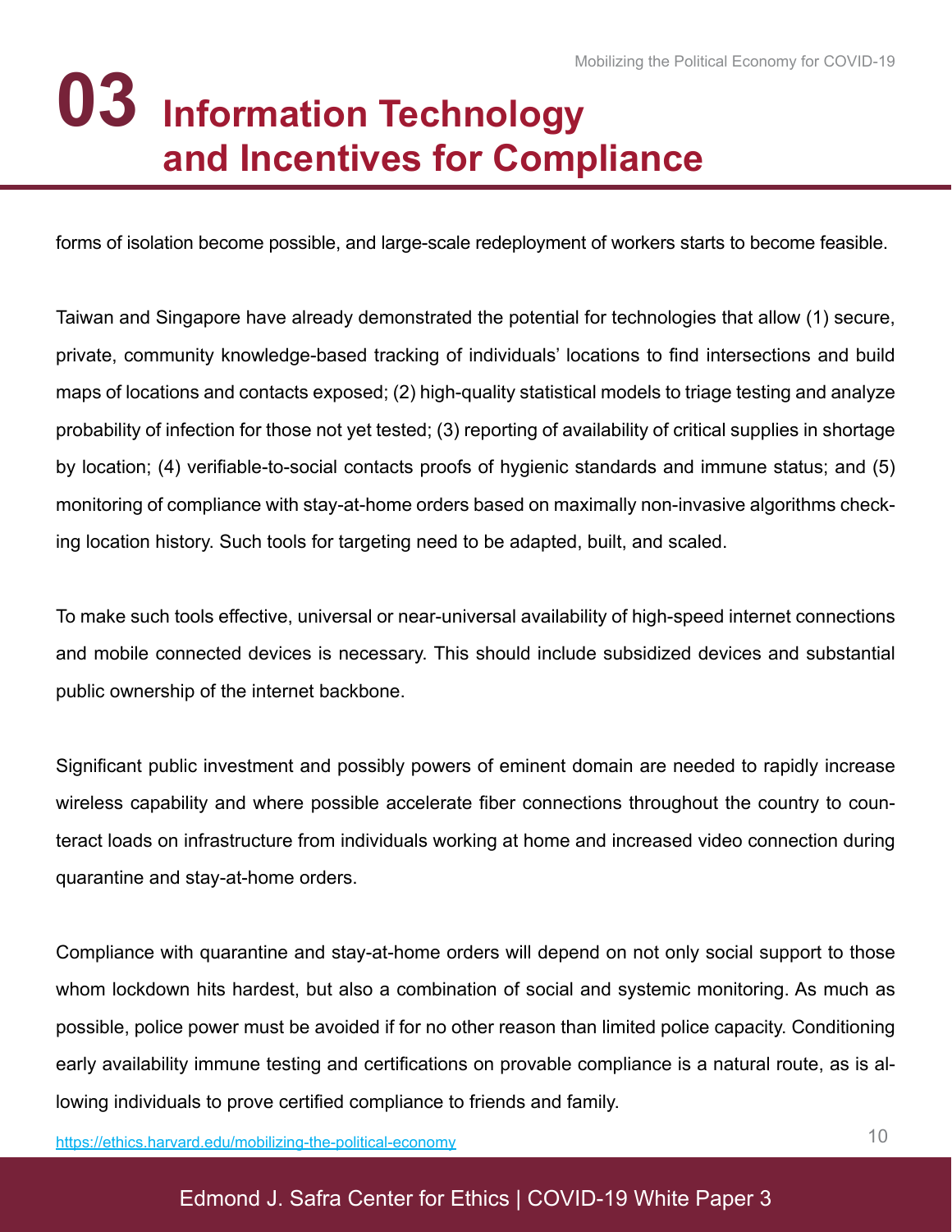# 03 Information Technology and Incentives for Compliance

forms of isolation become possible, and large-scale redeployment of workers starts to become feasible.

Taiwan and Singapore have already demonstrated the potential for technologies that allow (1) secure, private, community knowledge-based tracking of individuals' locations to find intersections and build maps of locations and contacts exposed; (2) high-quality statistical models to triage testing and analyze probability of infection for those not yet tested; (3) reporting of availability of critical supplies in shortage by location; (4) verifiable-to-social contacts proofs of hygienic standards and immune status; and (5) monitoring of compliance with stay-at-home orders based on maximally non-invasive algorithms checking location history. Such tools for targeting need to be adapted, built, and scaled.

To make such tools effective, universal or near-universal availability of high-speed internet connections and mobile connected devices is necessary. This should include subsidized devices and substantial public ownership of the internet backbone.

Significant public investment and possibly powers of eminent domain are needed to rapidly increase wireless capability and where possible accelerate fiber connections throughout the country to counteract loads on infrastructure from individuals working at home and increased video connection during quarantine and stay-at-home orders.

Compliance with quarantine and stay-at-home orders will depend on not only social support to those whom lockdown hits hardest, but also a combination of social and systemic monitoring. As much as possible, police power must be avoided if for no other reason than limited police capacity. Conditioning early availability immune testing and certifications on provable compliance is a natural route, as is allowing individuals to prove certified compliance to friends and family.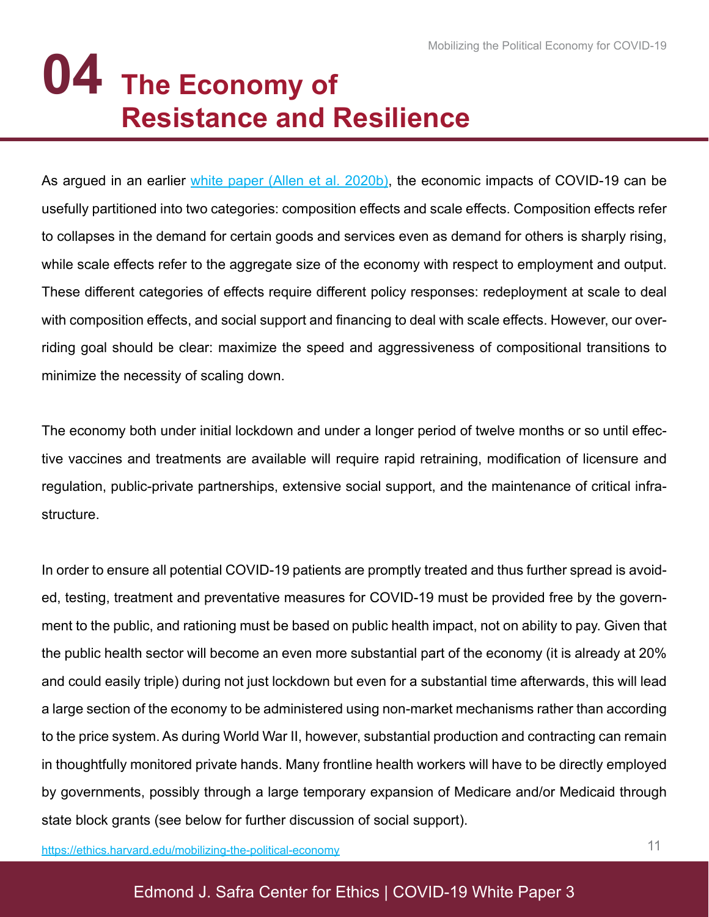# 04 The Economy of Resistance and Resilience

As argued in an earlier white paper (Allen et al. 2020b), the economic impacts of COVID-19 can be usefully partitioned into two categories: composition effects and scale effects. Composition effects refer to collapses in the demand for certain goods and services even as demand for others is sharply rising, while scale effects refer to the aggregate size of the economy with respect to employment and output. These different categories of effects require different policy responses: redeployment at scale to deal with composition effects, and social support and financing to deal with scale effects. However, our overriding goal should be clear: maximize the speed and aggressiveness of compositional transitions to minimize the necessity of scaling down.

The economy both under initial lockdown and under a longer period of twelve months or so until effective vaccines and treatments are available will require rapid retraining, modification of licensure and regulation, public-private partnerships, extensive social support, and the maintenance of critical infrastructure.

In order to ensure all potential COVID-19 patients are promptly treated and thus further spread is avoided, testing, treatment and preventative measures for COVID-19 must be provided free by the government to the public, and rationing must be based on public health impact, not on ability to pay. Given that the public health sector will become an even more substantial part of the economy (it is already at 20% and could easily triple) during not just lockdown but even for a substantial time afterwards, this will lead a large section of the economy to be administered using non-market mechanisms rather than according to the price system. As during World War II, however, substantial production and contracting can remain in thoughtfully monitored private hands. Many frontline health workers will have to be directly employed by governments, possibly through a large temporary expansion of Medicare and/or Medicaid through state block grants (see below for further discussion of social support).

https://ethics.harvard.edu/mobilizing-the-political-economy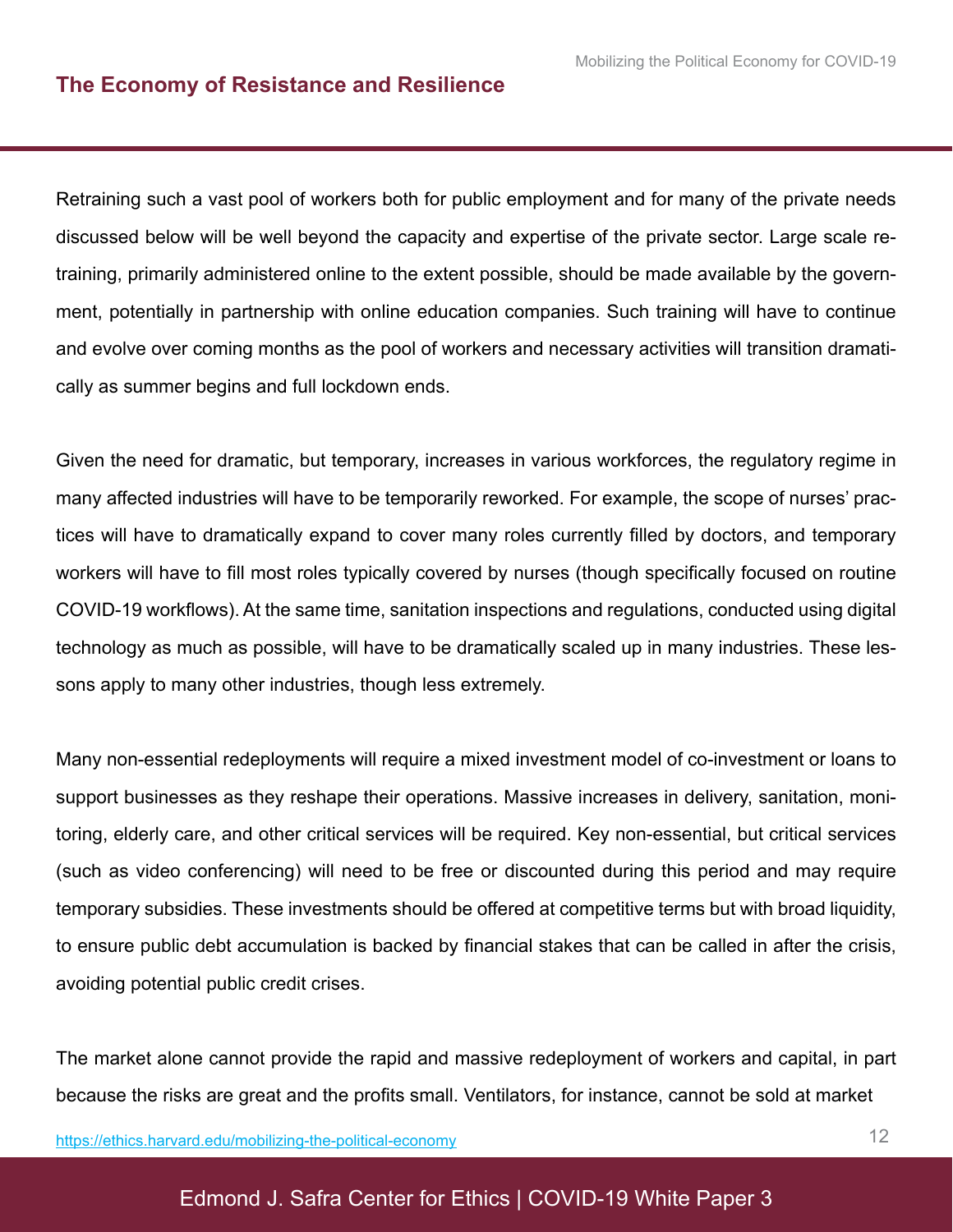## The Economy of Resistance and Resilience

Retraining such a vast pool of workers both for public employment and for many of the private needs discussed below will be well beyond the capacity and expertise of the private sector. Large scale retraining, primarily administered online to the extent possible, should be made available by the government, potentially in partnership with online education companies. Such training will have to continue and evolve over coming months as the pool of workers and necessary activities will transition dramatically as summer begins and full lockdown ends.

Given the need for dramatic, but temporary, increases in various workforces, the regulatory regime in many affected industries will have to be temporarily reworked. For example, the scope of nurses' practices will have to dramatically expand to cover many roles currently filled by doctors, and temporary workers will have to fill most roles typically covered by nurses (though specifically focused on routine COVID-19 workflows). At the same time, sanitation inspections and regulations, conducted using digital technology as much as possible, will have to be dramatically scaled up in many industries. These lessons apply to many other industries, though less extremely.

Many non-essential redeployments will require a mixed investment model of co-investment or loans to support businesses as they reshape their operations. Massive increases in delivery, sanitation, monitoring, elderly care, and other critical services will be required. Key non-essential, but critical services (such as video conferencing) will need to be free or discounted during this period and may require temporary subsidies. These investments should be offered at competitive terms but with broad liquidity, to ensure public debt accumulation is backed by financial stakes that can be called in after the crisis, avoiding potential public credit crises.

The market alone cannot provide the rapid and massive redeployment of workers and capital, in part because the risks are great and the profits small. Ventilators, for instance, cannot be sold at market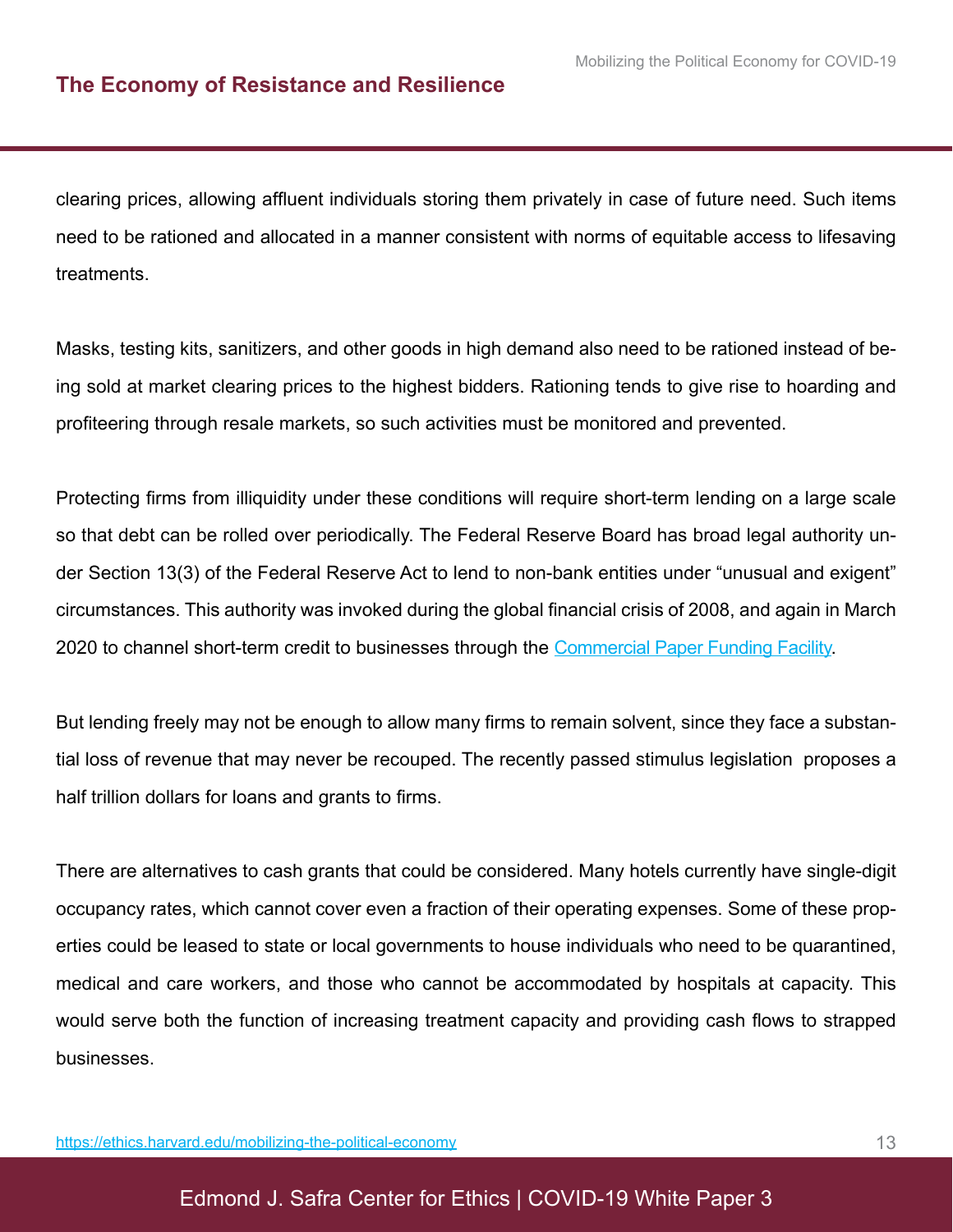clearing prices, allowing affluent individuals storing them privately in case of future need. Such items need to be rationed and allocated in a manner consistent with norms of equitable access to lifesaving treatments.

Masks, testing kits, sanitizers, and other goods in high demand also need to be rationed instead of being sold at market clearing prices to the highest bidders. Rationing tends to give rise to hoarding and profiteering through resale markets, so such activities must be monitored and prevented.

Protecting firms from illiquidity under these conditions will require short-term lending on a large scale so that debt can be rolled over periodically. The Federal Reserve Board has broad legal authority under Section 13(3) of the Federal Reserve Act to lend to non-bank entities under "unusual and exigent" circumstances. This authority was invoked during the global financial crisis of 2008, and again in March 2020 to channel short-term credit to businesses through the Commercial Paper Funding Facility.

But lending freely may not be enough to allow many firms to remain solvent, since they face a substantial loss of revenue that may never be recouped. The recently passed stimulus legislation proposes a half trillion dollars for loans and grants to firms.

There are alternatives to cash grants that could be considered. Many hotels currently have single-digit occupancy rates, which cannot cover even a fraction of their operating expenses. Some of these properties could be leased to state or local governments to house individuals who need to be quarantined, medical and care workers, and those who cannot be accommodated by hospitals at capacity. This would serve both the function of increasing treatment capacity and providing cash flows to strapped businesses.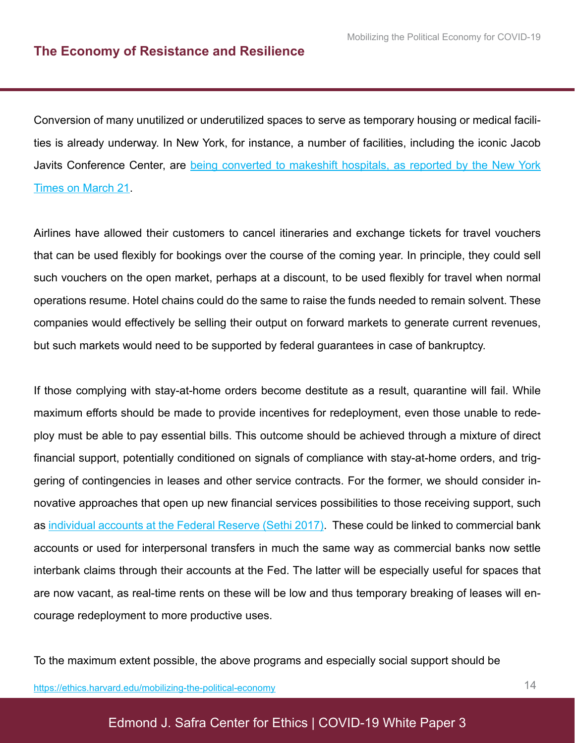Conversion of many unutilized or underutilized spaces to serve as temporary housing or medical facilities is already underway. In New York, for instance, a number of facilities, including the iconic Jacob Javits Conference Center, are [being converted to makeshift hospitals, as reported by the New York Times on March 21](https://www.nytimes.com).

Airlines have allowed their customers to cancel itineraries and exchange tickets for travel vouchers that can be used flexibly for bookings over the course of the coming year. In principle, they could sell such vouchers on the open market, perhaps at a discount, to be used flexibly for travel when normal operations resume. Hotel chains could do the same to raise the funds needed to remain solvent. These companies would effectively be selling their output on forward markets to generate current revenues, but such markets would need to be supported by federal guarantees in case of bankruptcy.

If those complying with stay-at-home orders become destitute as a result, quarantine will fail. While maximum efforts should be made to provide incentives for redeployment, even those unable to redeploy must be able to pay essential bills. This outcome should be achieved through a mixture of direct financial support, potentially conditioned on signals of compliance with stay-at-home orders, and triggering of contingencies in leases and other service contracts. For the former, we should consider innovative approaches that open up new financial services possibilities to those receiving support, such as individual accounts at the Federal Reserve (Sethi 2017). These could be linked to commercial bank accounts or used for interpersonal transfers in much the same way as commercial banks now settle interbank claims through their accounts at the Fed. The latter will be especially useful for spaces that are now vacant, as real-time rents on these will be low and thus temporary breaking of leases will encourage redeployment to more productive uses.

To the maximum extent possible, the above programs and especially social support should be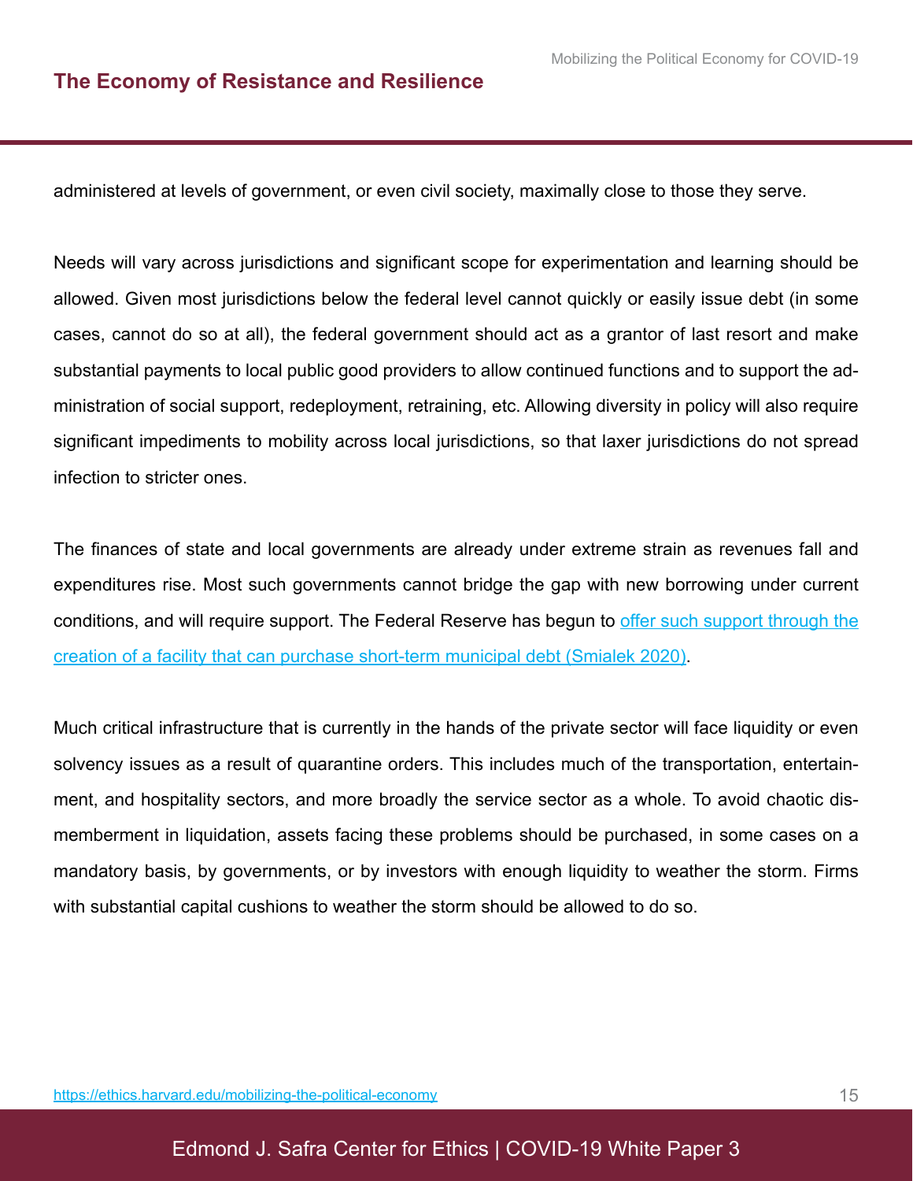administered at levels of government, or even civil society, maximally close to those they serve.

Needs will vary across jurisdictions and significant scope for experimentation and learning should be allowed. Given most jurisdictions below the federal level cannot quickly or easily issue debt (in some cases, cannot do so at all), the federal government should act as a grantor of last resort and make substantial payments to local public good providers to allow continued functions and to support the administration of social support, redeployment, retraining, etc. Allowing diversity in policy will also require significant impediments to mobility across local jurisdictions, so that laxer jurisdictions do not spread infection to stricter ones.

The finances of state and local governments are already under extreme strain as revenues fall and expenditures rise. Most such governments cannot bridge the gap with new borrowing under current conditions, and will require support. The Federal Reserve has begun to offer such support through the creation of a facility that can purchase short-term municipal debt (Smialek 2020).

Much critical infrastructure that is currently in the hands of the private sector will face liquidity or even solvency issues as a result of quarantine orders. This includes much of the transportation, entertainment, and hospitality sectors, and more broadly the service sector as a whole. To avoid chaotic dismemberment in liquidation, assets facing these problems should be purchased, in some cases on a mandatory basis, by governments, or by investors with enough liquidity to weather the storm. Firms with substantial capital cushions to weather the storm should be allowed to do so.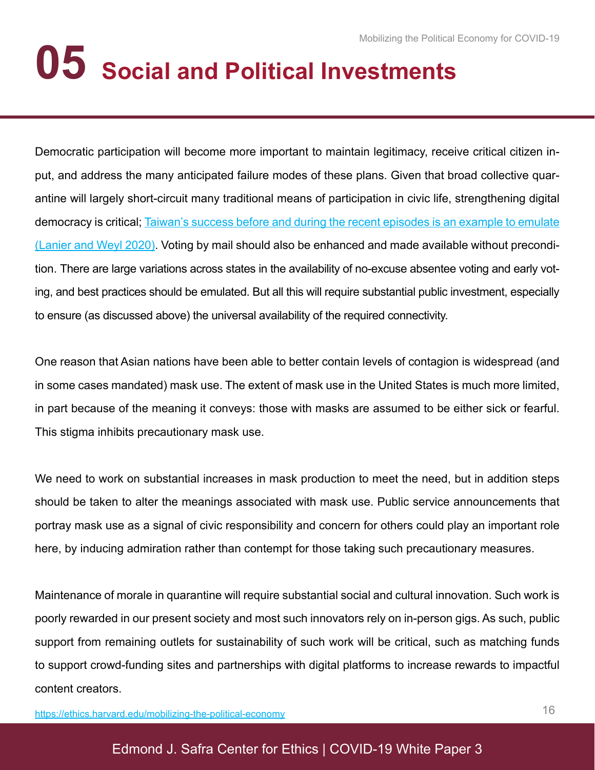# 05 Social and Political Investments

Democratic participation will become more important to maintain legitimacy, receive critical citizen input, and address the many anticipated failure modes of these plans. Given that broad collective quarantine will largely short-circuit many traditional means of participation in civic life, strengthening digital democracy is critical; [Taiwan's success before and during the recent episodes is an example to emulate (Lanier and Weyl 2020)](). Voting by mail should also be enhanced and made available without precondition. There are large variations across states in the availability of no-excuse absentee voting and early voting, and best practices should be emulated. But all this will require substantial public investment, especially to ensure (as discussed above) the universal availability of the required connectivity.

One reason that Asian nations have been able to better contain levels of contagion is widespread (and in some cases mandated) mask use. The extent of mask use in the United States is much more limited, in part because of the meaning it conveys: those with masks are assumed to be either sick or fearful. This stigma inhibits precautionary mask use.

We need to work on substantial increases in mask production to meet the need, but in addition steps should be taken to alter the meanings associated with mask use. Public service announcements that portray mask use as a signal of civic responsibility and concern for others could play an important role here, by inducing admiration rather than contempt for those taking such precautionary measures.

Maintenance of morale in quarantine will require substantial social and cultural innovation. Such work is poorly rewarded in our present society and most such innovators rely on in-person gigs. As such, public support from remaining outlets for sustainability of such work will be critical, such as matching funds to support crowd-funding sites and partnerships with digital platforms to increase rewards to impactful content creators.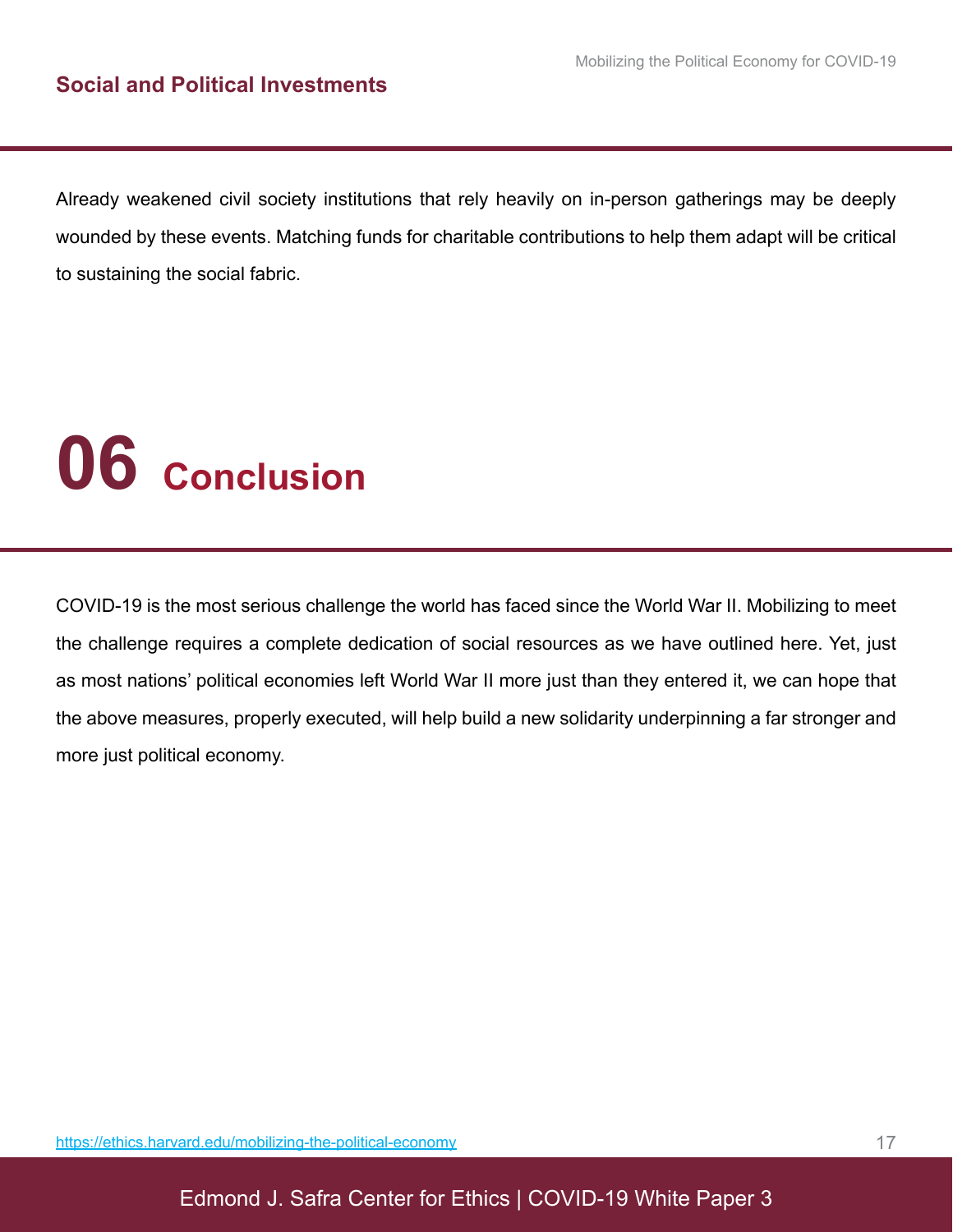## Social and Political Investments

Already weakened civil society institutions that rely heavily on in-person gatherings may be deeply wounded by these events. Matching funds for charitable contributions to help them adapt will be critical to sustaining the social fabric.

# 06 Conclusion

COVID-19 is the most serious challenge the world has faced since the World War II. Mobilizing to meet the challenge requires a complete dedication of social resources as we have outlined here. Yet, just as most nations' political economies left World War II more just than they entered it, we can hope that the above measures, properly executed, will help build a new solidarity underpinning a far stronger and more just political economy.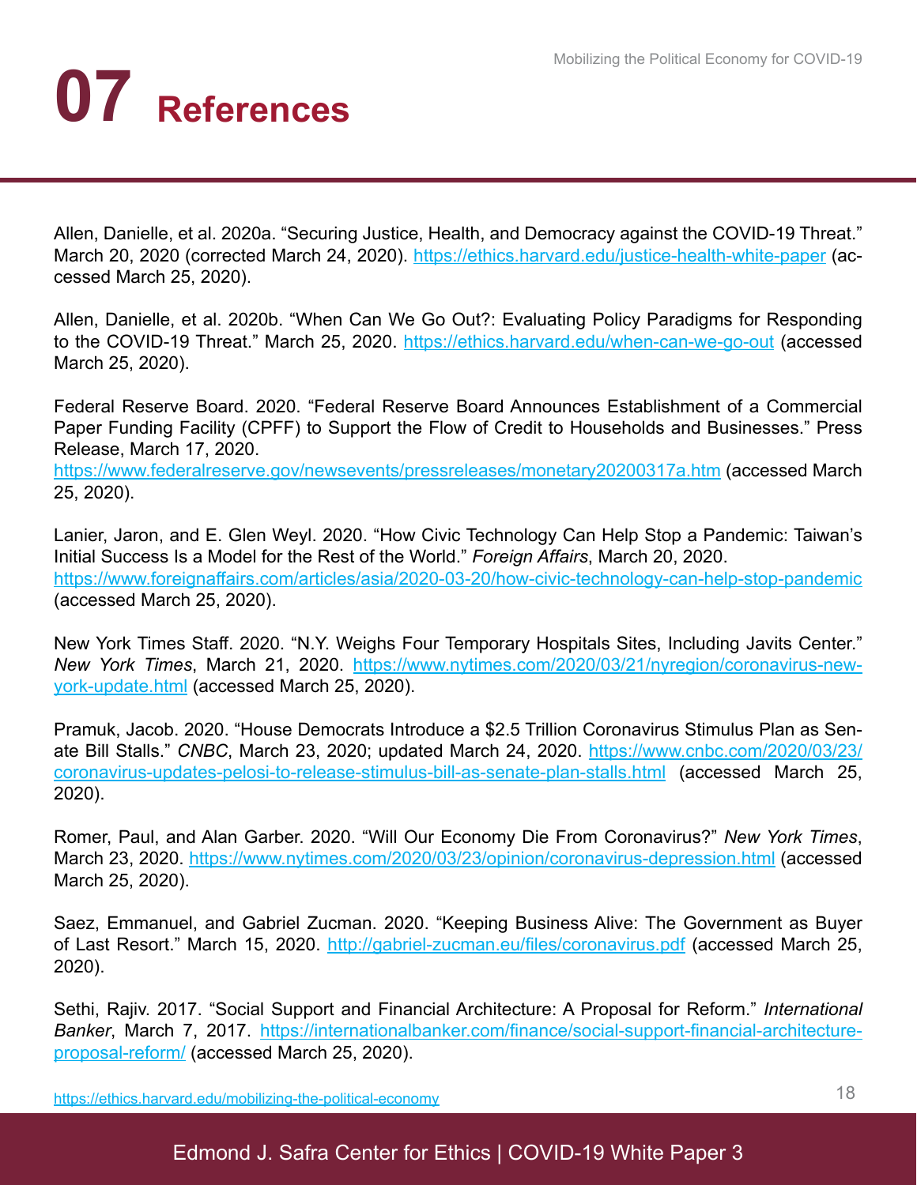# 07 References

Allen, Danielle, et al. 2020a. “Securing Justice, Health, and Democracy against the COVID-19 Threat.” March 20, 2020 (corrected March 24, 2020). https://ethics.harvard.edu/justice-health-white-paper (accessed March 25, 2020).

Allen, Danielle, et al. 2020b. “When Can We Go Out?: Evaluating Policy Paradigms for Responding to the COVID-19 Threat.” March 25, 2020. https://ethics.harvard.edu/when-can-we-go-out (accessed March 25, 2020).

Federal Reserve Board. 2020. “Federal Reserve Board Announces Establishment of a Commercial Paper Funding Facility (CPFF) to Support the Flow of Credit to Households and Businesses.” Press Release, March 17, 2020. https://www.federalreserve.gov/newsevents/pressreleases/monetary20200317a.htm (accessed March 25, 2020).

Lanier, Jaron, and E. Glen Weyl. 2020. “How Civic Technology Can Help Stop a Pandemic: Taiwan’s Initial Success Is a Model for the Rest of the World.” *Foreign Affairs*, March 20, 2020. https://www.foreignaffairs.com/articles/asia/2020-03-20/how-civic-technology-can-help-stop-pandemic (accessed March 25, 2020).

New York Times Staff. 2020. “N.Y. Weighs Four Temporary Hospitals Sites, Including Javits Center.” *New York Times*, March 21, 2020. https://www.nytimes.com/2020/03/21/nyregion/coronavirus-new-york-update.html (accessed March 25, 2020).

Pramuk, Jacob. 2020. “House Democrats Introduce a $2.5 Trillion Coronavirus Stimulus Plan as Senate Bill Stalls.” *CNBC*, March 23, 2020; updated March 24, 2020. https://www.cnbc.com/2020/03/23/coronavirus-updates-pelosi-to-release-stimulus-bill-as-senate-plan-stalls.html (accessed March 25, 2020).

Romer, Paul, and Alan Garber. 2020. “Will Our Economy Die From Coronavirus?” *New York Times*, March 23, 2020. https://www.nytimes.com/2020/03/23/opinion/coronavirus-depression.html (accessed March 25, 2020).

Saez, Emmanuel, and Gabriel Zucman. 2020. “Keeping Business Alive: The Government as Buyer of Last Resort.” March 15, 2020. http://gabriel-zucman.eu/files/coronavirus.pdf (accessed March 25, 2020).

Sethi, Rajiv. 2017. “Social Support and Financial Architecture: A Proposal for Reform.” *International Banker*, March 7, 2017. https://internationalbanker.com/finance/social-support-financial-architecture-proposal-reform/ (accessed March 25, 2020).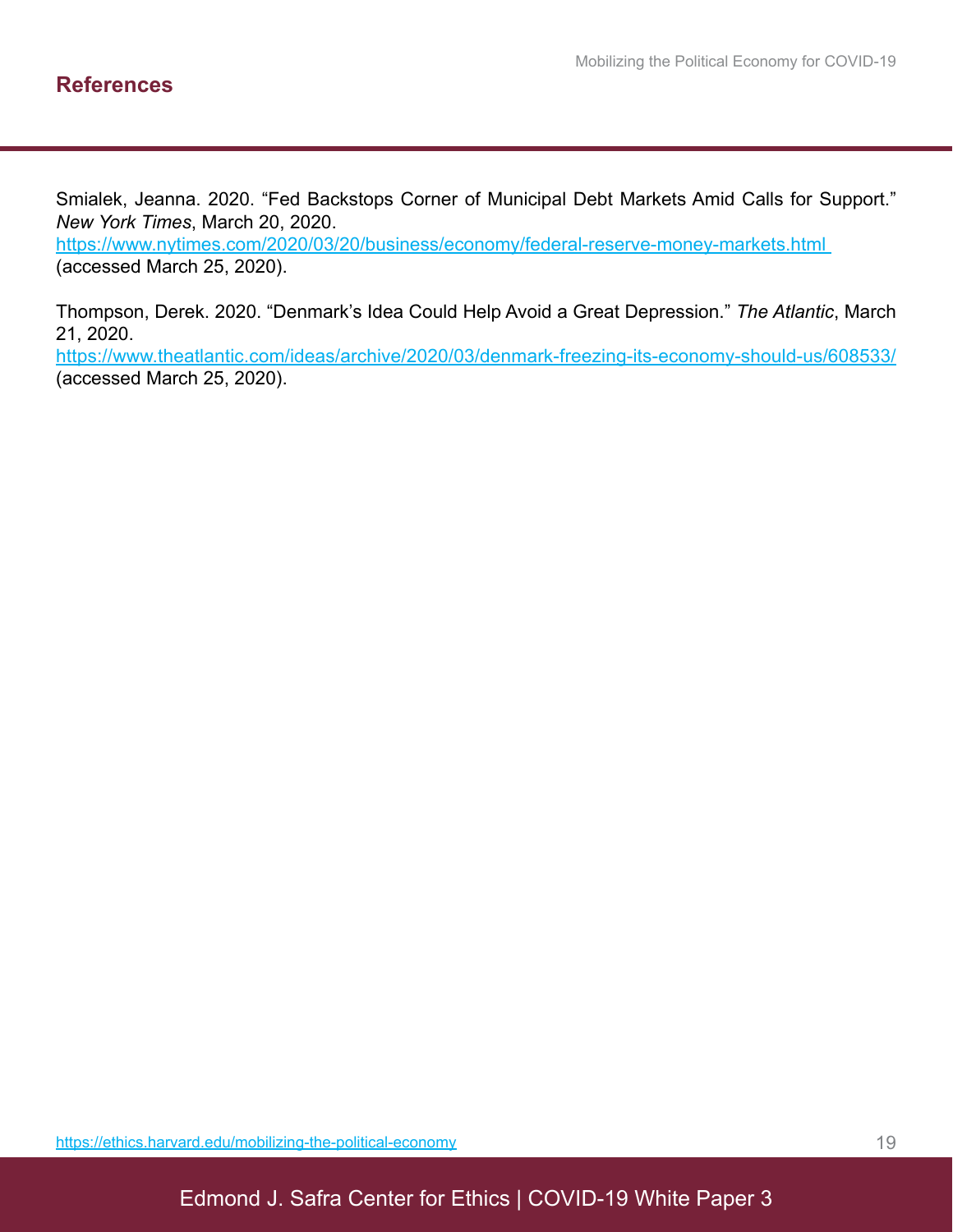## References

Smialek, Jeanna. 2020. "Fed Backstops Corner of Municipal Debt Markets Amid Calls for Support." *New York Times*, March 20, 2020.
https://www.nytimes.com/2020/03/20/business/economy/federal-reserve-money-markets.html
(accessed March 25, 2020).

Thompson, Derek. 2020. "Denmark's Idea Could Help Avoid a Great Depression." *The Atlantic*, March 21, 2020.
https://www.theatlantic.com/ideas/archive/2020/03/denmark-freezing-its-economy-should-us/608533/
(accessed March 25, 2020).